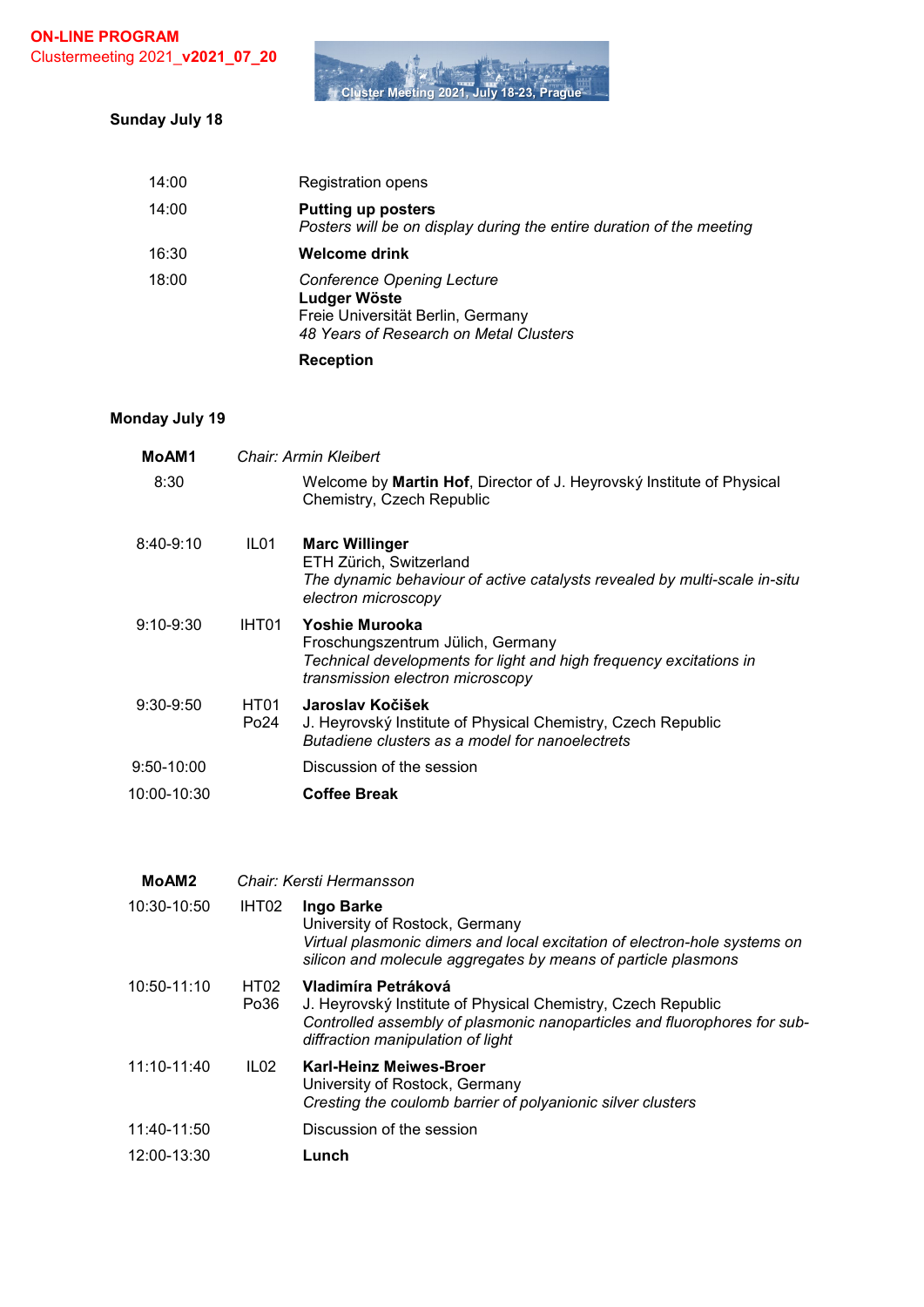**ON-LINE PROGRAM**
Clustermeeting 2021_**v2021_07_20**

Cluster Meeting 2021, July 18-23, Prague

## Sunday July 18

| | |
|---|---|
| 14:00 | Registration opens |
| 14:00 | **Putting up posters**<br>*Posters will be on display during the entire duration of the meeting* |
| 16:30 | **Welcome drink** |
| 18:00 | *Conference Opening Lecture*<br>**Ludger Wöste**<br>Freie Universität Berlin, Germany<br>*48 Years of Research on Metal Clusters* |
| | **Reception** |

## Monday July 19

| | | |
|---|---|---|
| **MoAM1** | *Chair: Armin Kleibert* | |
| 8:30 | | Welcome by **Martin Hof**, Director of J. Heyrovský Institute of Physical Chemistry, Czech Republic |
| 8:40-9:10 | IL01 | **Marc Willinger**<br>ETH Zürich, Switzerland<br>*The dynamic behaviour of active catalysts revealed by multi-scale in-situ electron microscopy* |
| 9:10-9:30 | IHT01 | **Yoshie Murooka**<br>Froschungszentrum Jülich, Germany<br>*Technical developments for light and high frequency excitations in transmission electron microscopy* |
| 9:30-9:50 | HT01<br>Po24 | **Jaroslav Kočišek**<br>J. Heyrovský Institute of Physical Chemistry, Czech Republic<br>*Butadiene clusters as a model for nanoelectrets* |
| 9:50-10:00 | | Discussion of the session |
| 10:00-10:30 | | **Coffee Break** |

| | | |
|---|---|---|
| **MoAM2** | *Chair: Kersti Hermansson* | |
| 10:30-10:50 | IHT02 | **Ingo Barke**<br>University of Rostock, Germany<br>*Virtual plasmonic dimers and local excitation of electron-hole systems on silicon and molecule aggregates by means of particle plasmons* |
| 10:50-11:10 | HT02<br>Po36 | **Vladimíra Petráková**<br>J. Heyrovský Institute of Physical Chemistry, Czech Republic<br>*Controlled assembly of plasmonic nanoparticles and fluorophores for sub-diffraction manipulation of light* |
| 11:10-11:40 | IL02 | **Karl-Heinz Meiwes-Broer**<br>University of Rostock, Germany<br>*Cresting the coulomb barrier of polyanionic silver clusters* |
| 11:40-11:50 | | Discussion of the session |
| 12:00-13:30 | | **Lunch** |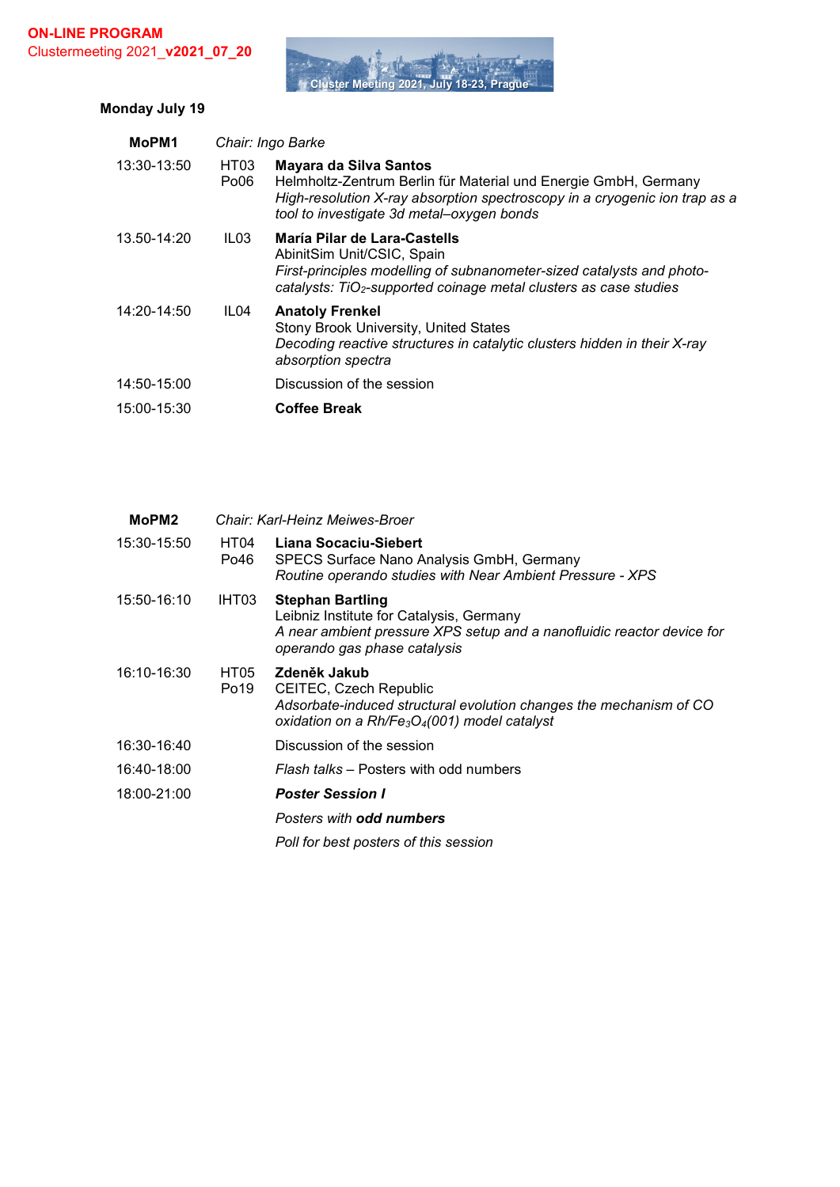ON-LINE PROGRAM
Clustermeeting 2021_**v2021_07_20**

Cluster Meeting 2021, July 18-23, Prague

## Monday July 19

| **MoPM1** | | *Chair: Ingo Barke* |
|---|---|---|
| 13:30-13:50 | HT03 Po06 | **Mayara da Silva Santos**<br>Helmholtz-Zentrum Berlin für Material und Energie GmbH, Germany<br>*High-resolution X-ray absorption spectroscopy in a cryogenic ion trap as a tool to investigate 3d metal–oxygen bonds* |
| 13.50-14:20 | IL03 | **María Pilar de Lara-Castells**<br>AbinitSim Unit/CSIC, Spain<br>*First-principles modelling of subnanometer-sized catalysts and photo-catalysts: $TiO_2$-supported coinage metal clusters as case studies* |
| 14:20-14:50 | IL04 | **Anatoly Frenkel**<br>Stony Brook University, United States<br>*Decoding reactive structures in catalytic clusters hidden in their X-ray absorption spectra* |
| 14:50-15:00 | | Discussion of the session |
| 15:00-15:30 | | **Coffee Break** |

| **MoPM2** | | *Chair: Karl-Heinz Meiwes-Broer* |
|---|---|---|
| 15:30-15:50 | HT04 Po46 | **Liana Socaciu-Siebert**<br>SPECS Surface Nano Analysis GmbH, Germany<br>*Routine operando studies with Near Ambient Pressure - XPS* |
| 15:50-16:10 | IHT03 | **Stephan Bartling**<br>Leibniz Institute for Catalysis, Germany<br>*A near ambient pressure XPS setup and a nanofluidic reactor device for operando gas phase catalysis* |
| 16:10-16:30 | HT05 Po19 | **Zdeněk Jakub**<br>CEITEC, Czech Republic<br>*Adsorbate-induced structural evolution changes the mechanism of CO oxidation on a $Rh/Fe_3O_4(001)$ model catalyst* |
| 16:30-16:40 | | Discussion of the session |
| 16:40-18:00 | | *Flash talks* – Posters with odd numbers |
| 18:00-21:00 | | ***Poster Session I***<br>*Posters with* ***odd numbers***<br>*Poll for best posters of this session* |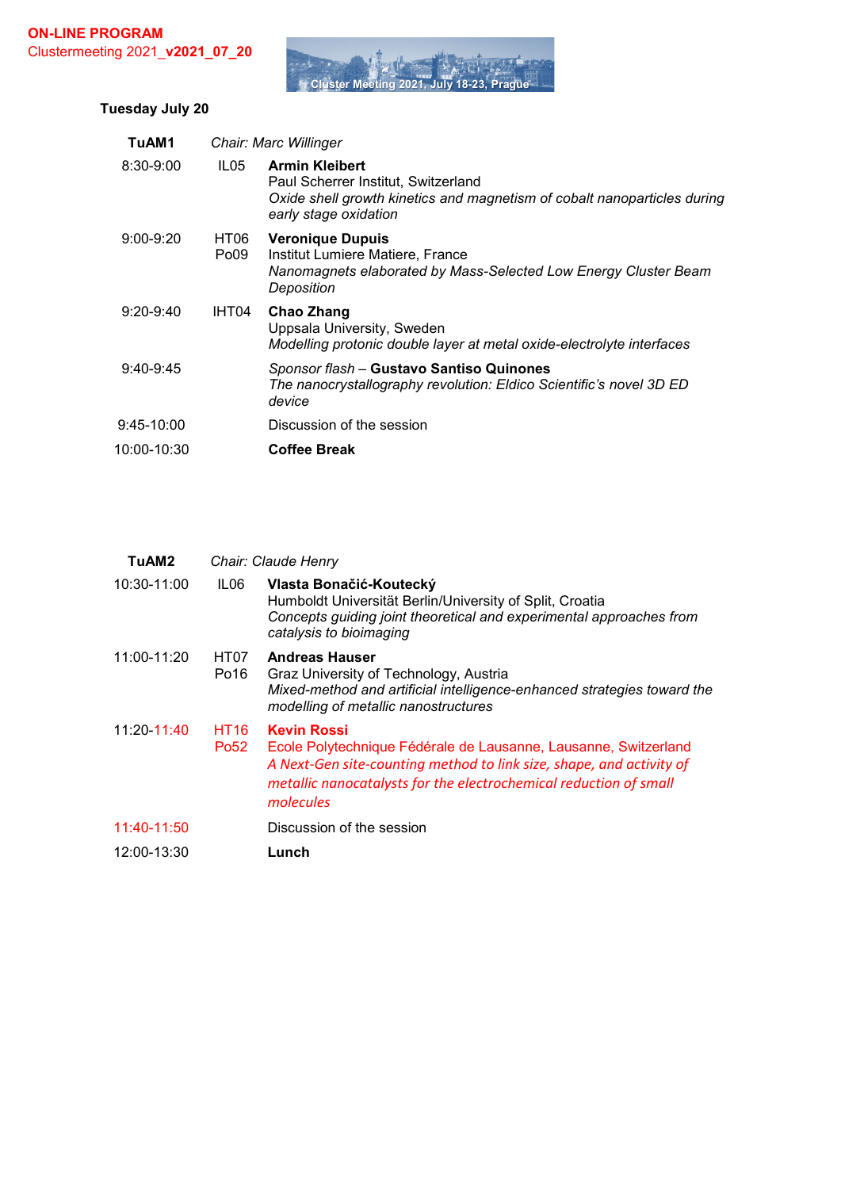**ON-LINE PROGRAM**
Clustermeeting 2021_**v2021_07_20**

Cluster Meeting 2021, July 18-23, Prague

### Tuesday July 20

| **TuAM1** | | *Chair: Marc Willinger* |
|---|---|---|
| 8:30-9:00 | IL05 | **Armin Kleibert**<br>Paul Scherrer Institut, Switzerland<br>*Oxide shell growth kinetics and magnetism of cobalt nanoparticles during early stage oxidation* |
| 9:00-9:20 | HT06<br>Po09 | **Veronique Dupuis**<br>Institut Lumiere Matiere, France<br>*Nanomagnets elaborated by Mass-Selected Low Energy Cluster Beam Deposition* |
| 9:20-9:40 | IHT04 | **Chao Zhang**<br>Uppsala University, Sweden<br>*Modelling protonic double layer at metal oxide-electrolyte interfaces* |
| 9:40-9:45 | | *Sponsor flash* – **Gustavo Santiso Quinones**<br>*The nanocrystallography revolution: Eldico Scientific's novel 3D ED device* |
| 9:45-10:00 | | Discussion of the session |
| 10:00-10:30 | | **Coffee Break** |

| **TuAM2** | | *Chair: Claude Henry* |
|---|---|---|
| 10:30-11:00 | IL06 | **Vlasta Bonačić-Koutecký**<br>Humboldt Universität Berlin/University of Split, Croatia<br>*Concepts guiding joint theoretical and experimental approaches from catalysis to bioimaging* |
| 11:00-11:20 | HT07<br>Po16 | **Andreas Hauser**<br>Graz University of Technology, Austria<br>*Mixed-method and artificial intelligence-enhanced strategies toward the modelling of metallic nanostructures* |
| 11:20-11:40 | HT16<br>Po52 | **Kevin Rossi**<br>Ecole Polytechnique Fédérale de Lausanne, Lausanne, Switzerland<br>*A Next-Gen site-counting method to link size, shape, and activity of metallic nanocatalysts for the electrochemical reduction of small molecules* |
| 11:40-11:50 | | Discussion of the session |
| 12:00-13:30 | | **Lunch** |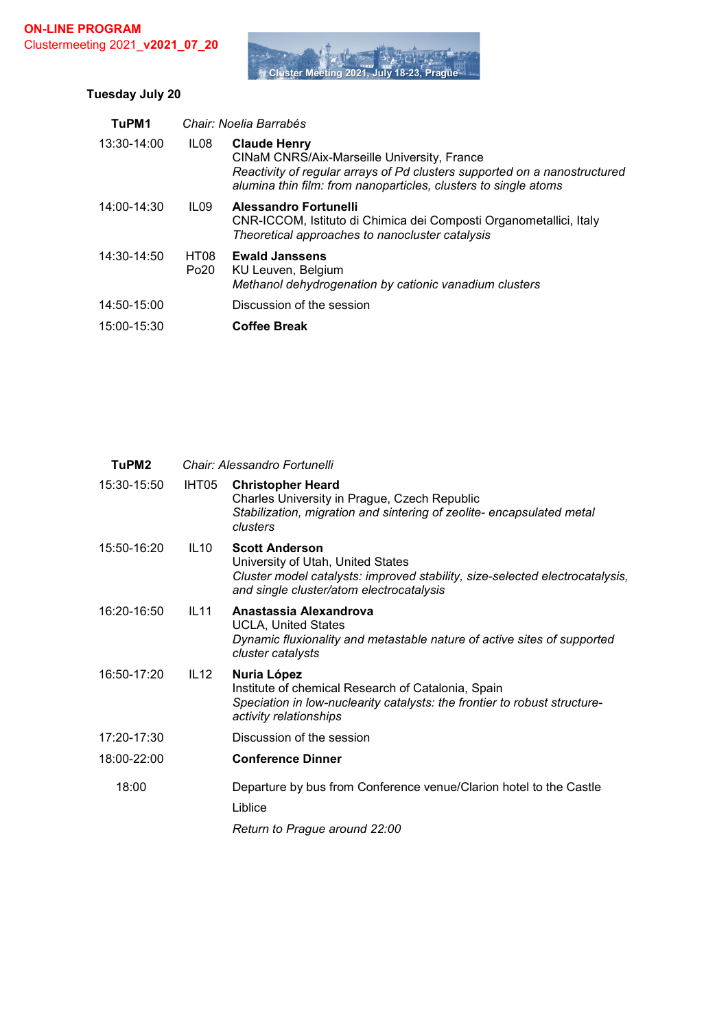**ON-LINE PROGRAM**
Clustermeeting 2021_**v2021_07_20**

Cluster Meeting 2021, July 18-23, Prague

## Tuesday July 20

| **TuPM1** | | *Chair: Noelia Barrabés* |
|---|---|---|
| 13:30-14:00 | IL08 | **Claude Henry**<br>CINaM CNRS/Aix-Marseille University, France<br>*Reactivity of regular arrays of Pd clusters supported on a nanostructured alumina thin film: from nanoparticles, clusters to single atoms* |
| 14:00-14:30 | IL09 | **Alessandro Fortunelli**<br>CNR-ICCOM, Istituto di Chimica dei Composti Organometallici, Italy<br>*Theoretical approaches to nanocluster catalysis* |
| 14:30-14:50 | HT08 Po20 | **Ewald Janssens**<br>KU Leuven, Belgium<br>*Methanol dehydrogenation by cationic vanadium clusters* |
| 14:50-15:00 | | Discussion of the session |
| 15:00-15:30 | | **Coffee Break** |

| **TuPM2** | | *Chair: Alessandro Fortunelli* |
|---|---|---|
| 15:30-15:50 | IHT05 | **Christopher Heard**<br>Charles University in Prague, Czech Republic<br>*Stabilization, migration and sintering of zeolite- encapsulated metal clusters* |
| 15:50-16:20 | IL10 | **Scott Anderson**<br>University of Utah, United States<br>*Cluster model catalysts: improved stability, size-selected electrocatalysis, and single cluster/atom electrocatalysis* |
| 16:20-16:50 | IL11 | **Anastassia Alexandrova**<br>UCLA, United States<br>*Dynamic fluxionality and metastable nature of active sites of supported cluster catalysts* |
| 16:50-17:20 | IL12 | **Nuria López**<br>Institute of chemical Research of Catalonia, Spain<br>*Speciation in low-nuclearity catalysts: the frontier to robust structure-activity relationships* |
| 17:20-17:30 | | Discussion of the session |
| 18:00-22:00 | | **Conference Dinner** |
| 18:00 | | Departure by bus from Conference venue/Clarion hotel to the Castle Liblice<br>*Return to Prague around 22:00* |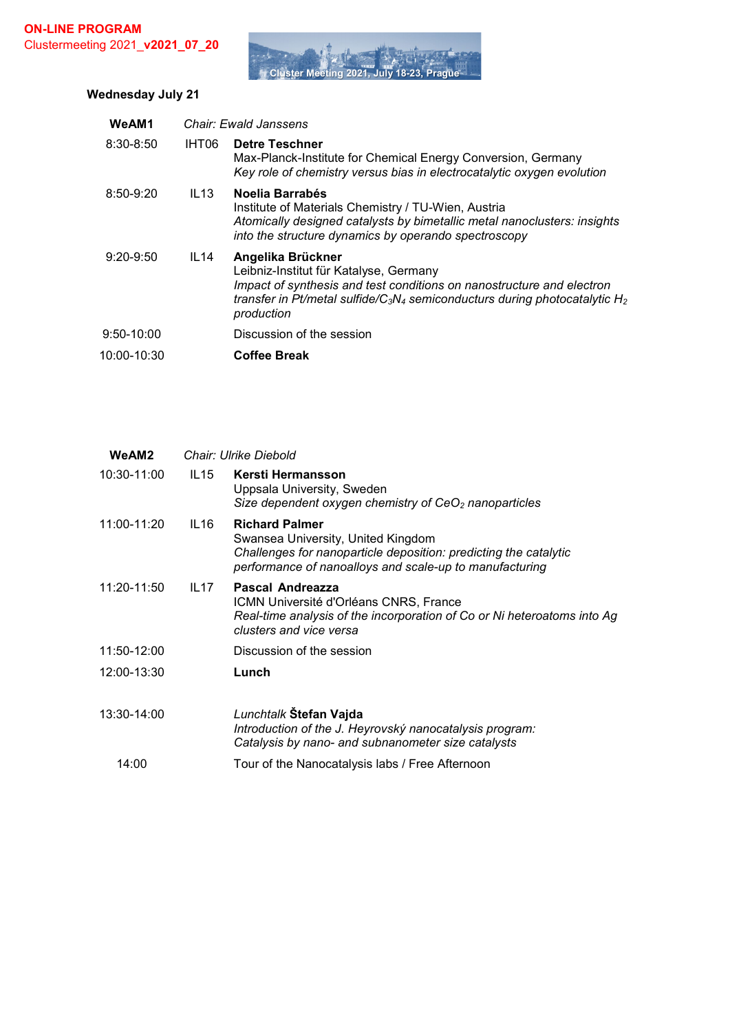**ON-LINE PROGRAM**
Clustermeeting 2021_**v2021_07_20**

Cluster Meeting 2021, July 18-23, Prague

### Wednesday July 21

| **WeAM1** | | *Chair: Ewald Janssens* |
|---|---|---|
| 8:30-8:50 | IHT06 | **Detre Teschner**<br>Max-Planck-Institute for Chemical Energy Conversion, Germany<br>*Key role of chemistry versus bias in electrocatalytic oxygen evolution* |
| 8:50-9:20 | IL13 | **Noelia Barrabés**<br>Institute of Materials Chemistry / TU-Wien, Austria<br>*Atomically designed catalysts by bimetallic metal nanoclusters: insights into the structure dynamics by operando spectroscopy* |
| 9:20-9:50 | IL14 | **Angelika Brückner**<br>Leibniz-Institut für Katalyse, Germany<br>*Impact of synthesis and test conditions on nanostructure and electron transfer in Pt/metal sulfide/$C_3N_4$ semiconducturs during photocatalytic $H_2$ production* |
| 9:50-10:00 | | Discussion of the session |
| 10:00-10:30 | | **Coffee Break** |

| **WeAM2** | | *Chair: Ulrike Diebold* |
|---|---|---|
| 10:30-11:00 | IL15 | **Kersti Hermansson**<br>Uppsala University, Sweden<br>*Size dependent oxygen chemistry of $CeO_2$ nanoparticles* |
| 11:00-11:20 | IL16 | **Richard Palmer**<br>Swansea University, United Kingdom<br>*Challenges for nanoparticle deposition: predicting the catalytic performance of nanoalloys and scale-up to manufacturing* |
| 11:20-11:50 | IL17 | **Pascal Andreazza**<br>ICMN Université d'Orléans CNRS, France<br>*Real-time analysis of the incorporation of Co or Ni heteroatoms into Ag clusters and vice versa* |
| 11:50-12:00 | | Discussion of the session |
| 12:00-13:30 | | **Lunch** |
| 13:30-14:00 | | *Lunchtalk* **Štefan Vajda**<br>*Introduction of the J. Heyrovský nanocatalysis program: Catalysis by nano- and subnanometer size catalysts* |
| 14:00 | | Tour of the Nanocatalysis labs / Free Afternoon |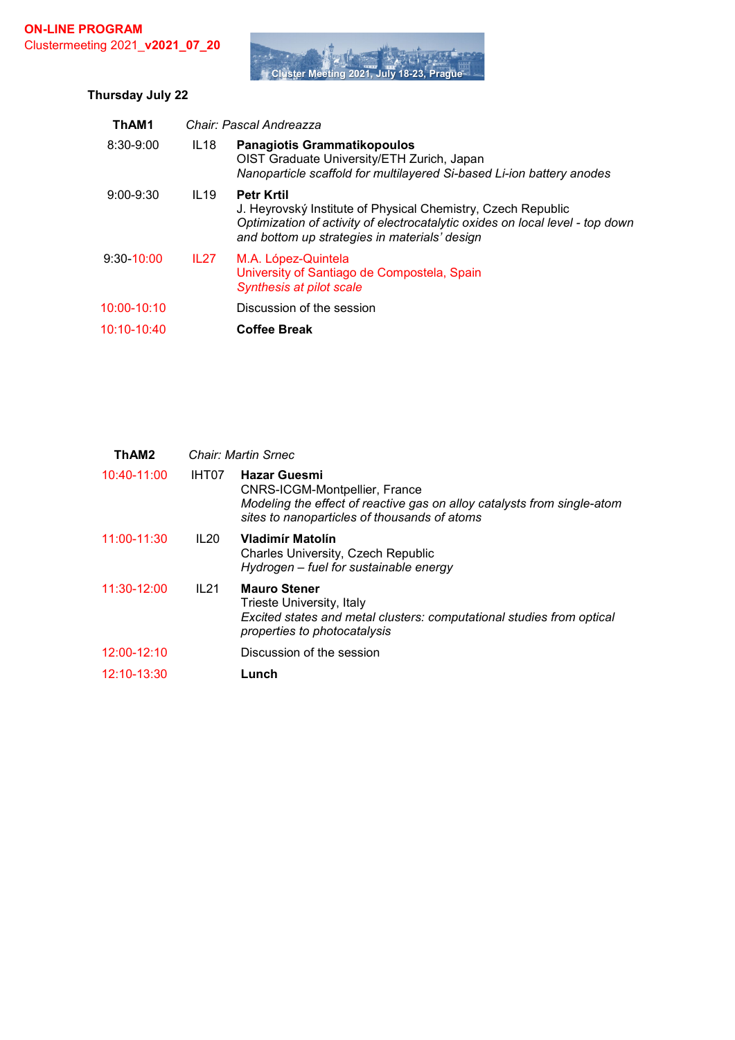**ON-LINE PROGRAM**
Clustermeeting 2021_**v2021_07_20**

Cluster Meeting 2021, July 18-23, Prague

## Thursday July 22

| **ThAM1** | | *Chair: Pascal Andreazza* |
|---|---|---|
| 8:30-9:00 | IL18 | **Panagiotis Grammatikopoulos**<br>OIST Graduate University/ETH Zurich, Japan<br>*Nanoparticle scaffold for multilayered Si-based Li-ion battery anodes* |
| 9:00-9:30 | IL19 | **Petr Krtil**<br>J. Heyrovský Institute of Physical Chemistry, Czech Republic<br>*Optimization of activity of electrocatalytic oxides on local level - top down and bottom up strategies in materials' design* |
| 9:30-10:00 | IL27 | M.A. López-Quintela<br>University of Santiago de Compostela, Spain<br>*Synthesis at pilot scale* |
| 10:00-10:10 | | Discussion of the session |
| 10:10-10:40 | | **Coffee Break** |

| **ThAM2** | | *Chair: Martin Srnec* |
|---|---|---|
| 10:40-11:00 | IHT07 | **Hazar Guesmi**<br>CNRS-ICGM-Montpellier, France<br>*Modeling the effect of reactive gas on alloy catalysts from single-atom sites to nanoparticles of thousands of atoms* |
| 11:00-11:30 | IL20 | **Vladimír Matolín**<br>Charles University, Czech Republic<br>*Hydrogen – fuel for sustainable energy* |
| 11:30-12:00 | IL21 | **Mauro Stener**<br>Trieste University, Italy<br>*Excited states and metal clusters: computational studies from optical properties to photocatalysis* |
| 12:00-12:10 | | Discussion of the session |
| 12:10-13:30 | | **Lunch** |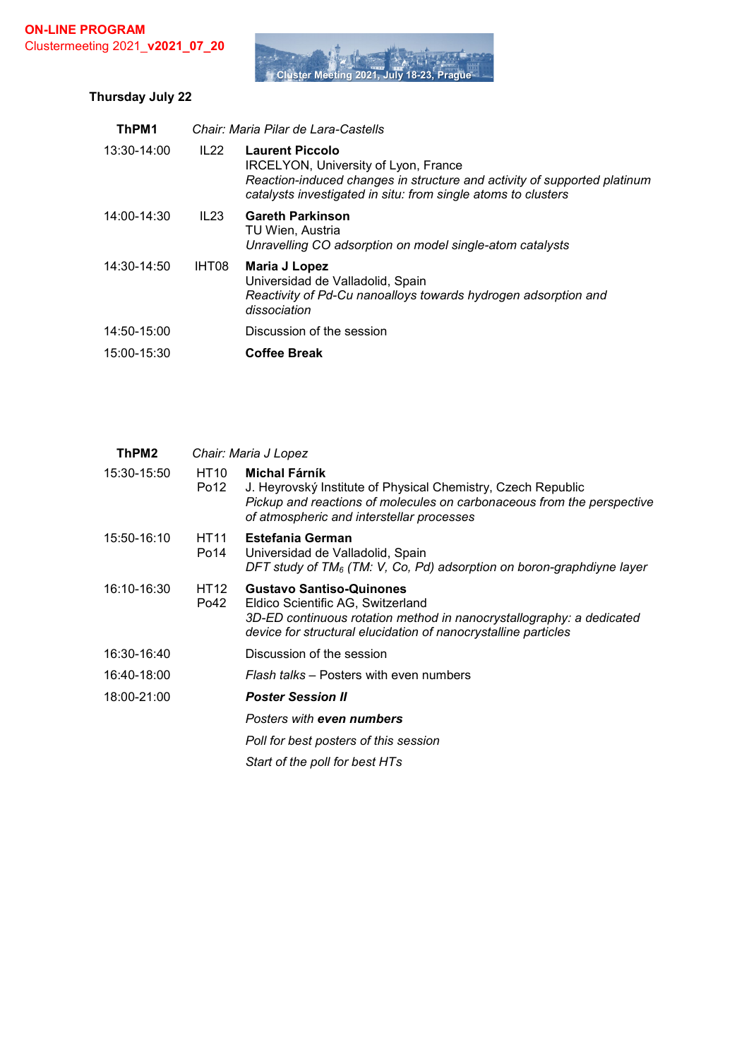**ON-LINE PROGRAM**
Clustermeeting 2021_**v2021_07_20**

Cluster Meeting 2021, July 18-23, Prague

### Thursday July 22

| **ThPM1** | | *Chair: Maria Pilar de Lara-Castells* |
|---|---|---|
| 13:30-14:00 | IL22 | **Laurent Piccolo**<br>IRCELYON, University of Lyon, France<br>*Reaction-induced changes in structure and activity of supported platinum catalysts investigated in situ: from single atoms to clusters* |
| 14:00-14:30 | IL23 | **Gareth Parkinson**<br>TU Wien, Austria<br>*Unravelling CO adsorption on model single-atom catalysts* |
| 14:30-14:50 | IHT08 | **Maria J Lopez**<br>Universidad de Valladolid, Spain<br>*Reactivity of Pd-Cu nanoalloys towards hydrogen adsorption and dissociation* |
| 14:50-15:00 | | Discussion of the session |
| 15:00-15:30 | | **Coffee Break** |

| **ThPM2** | | *Chair: Maria J Lopez* |
|---|---|---|
| 15:30-15:50 | HT10<br>Po12 | **Michal Fárník**<br>J. Heyrovský Institute of Physical Chemistry, Czech Republic<br>*Pickup and reactions of molecules on carbonaceous from the perspective of atmospheric and interstellar processes* |
| 15:50-16:10 | HT11<br>Po14 | **Estefania German**<br>Universidad de Valladolid, Spain<br>*DFT study of $TM_6$ (TM: V, Co, Pd) adsorption on boron-graphdiyne layer* |
| 16:10-16:30 | HT12<br>Po42 | **Gustavo Santiso-Quinones**<br>Eldico Scientific AG, Switzerland<br>*3D-ED continuous rotation method in nanocrystallography: a dedicated device for structural elucidation of nanocrystalline particles* |
| 16:30-16:40 | | Discussion of the session |
| 16:40-18:00 | | *Flash talks* – Posters with even numbers |
| 18:00-21:00 | | ***Poster Session II***<br>*Posters with **even numbers***<br>*Poll for best posters of this session*<br>*Start of the poll for best HTs* |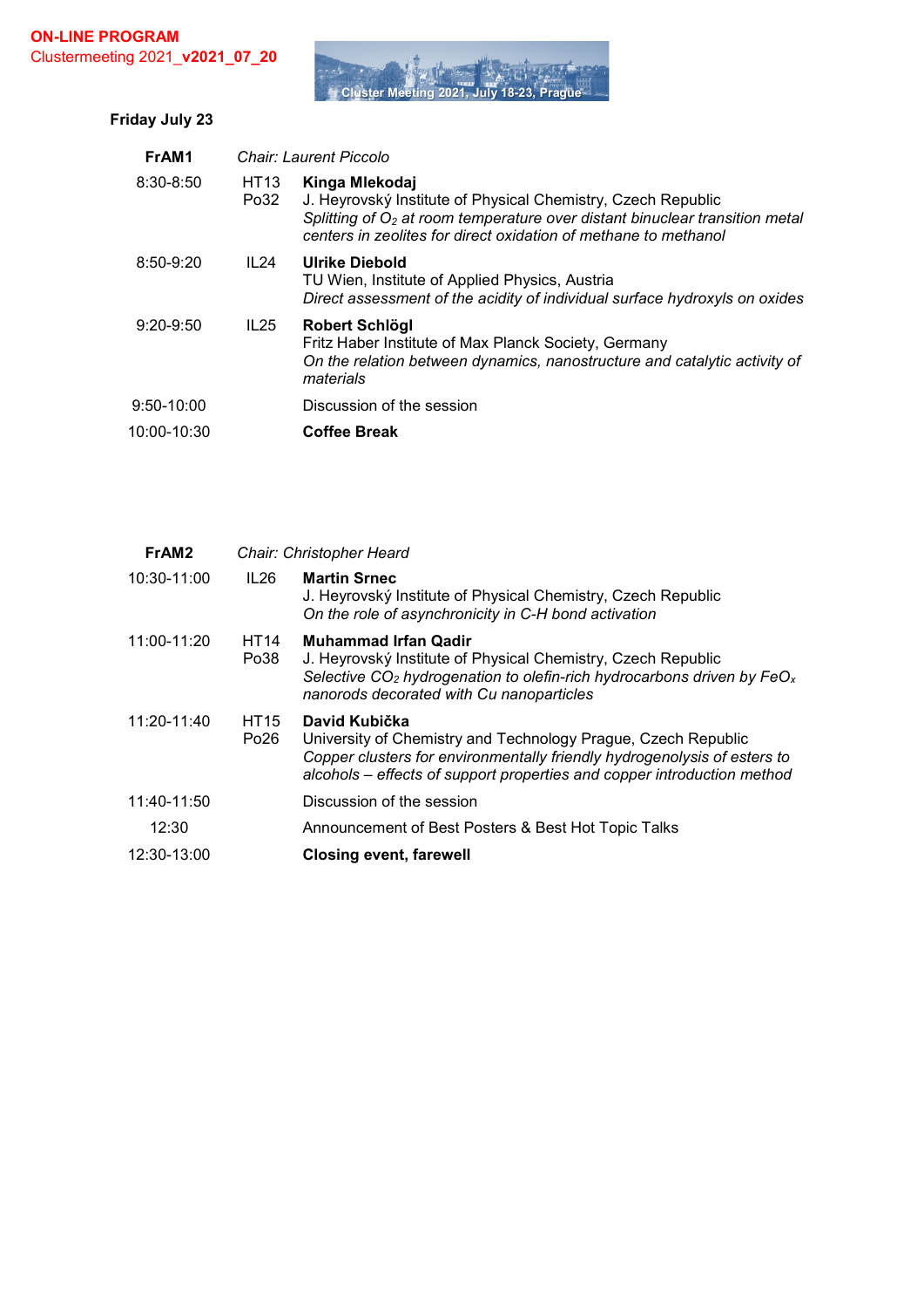**ON-LINE PROGRAM**
Clustermeeting 2021_**v2021_07_20**

Cluster Meeting 2021, July 18-23, Prague

### Friday July 23

| | | |
|---|---|---|
| **FrAM1** | | *Chair: Laurent Piccolo* |
| 8:30-8:50 | HT13 Po32 | **Kinga Mlekodaj**<br>J. Heyrovský Institute of Physical Chemistry, Czech Republic<br>*Splitting of $O_2$ at room temperature over distant binuclear transition metal centers in zeolites for direct oxidation of methane to methanol* |
| 8:50-9:20 | IL24 | **Ulrike Diebold**<br>TU Wien, Institute of Applied Physics, Austria<br>*Direct assessment of the acidity of individual surface hydroxyls on oxides* |
| 9:20-9:50 | IL25 | **Robert Schlögl**<br>Fritz Haber Institute of Max Planck Society, Germany<br>*On the relation between dynamics, nanostructure and catalytic activity of materials* |
| 9:50-10:00 | | Discussion of the session |
| 10:00-10:30 | | **Coffee Break** |

| | | |
|---|---|---|
| **FrAM2** | | *Chair: Christopher Heard* |
| 10:30-11:00 | IL26 | **Martin Srnec**<br>J. Heyrovský Institute of Physical Chemistry, Czech Republic<br>*On the role of asynchronicity in C-H bond activation* |
| 11:00-11:20 | HT14 Po38 | **Muhammad Irfan Qadir**<br>J. Heyrovský Institute of Physical Chemistry, Czech Republic<br>*Selective $CO_2$ hydrogenation to olefin-rich hydrocarbons driven by $FeO_x$ nanorods decorated with Cu nanoparticles* |
| 11:20-11:40 | HT15 Po26 | **David Kubička**<br>University of Chemistry and Technology Prague, Czech Republic<br>*Copper clusters for environmentally friendly hydrogenolysis of esters to alcohols – effects of support properties and copper introduction method* |
| 11:40-11:50 | | Discussion of the session |
| 12:30 | | Announcement of Best Posters & Best Hot Topic Talks |
| 12:30-13:00 | | **Closing event, farewell** |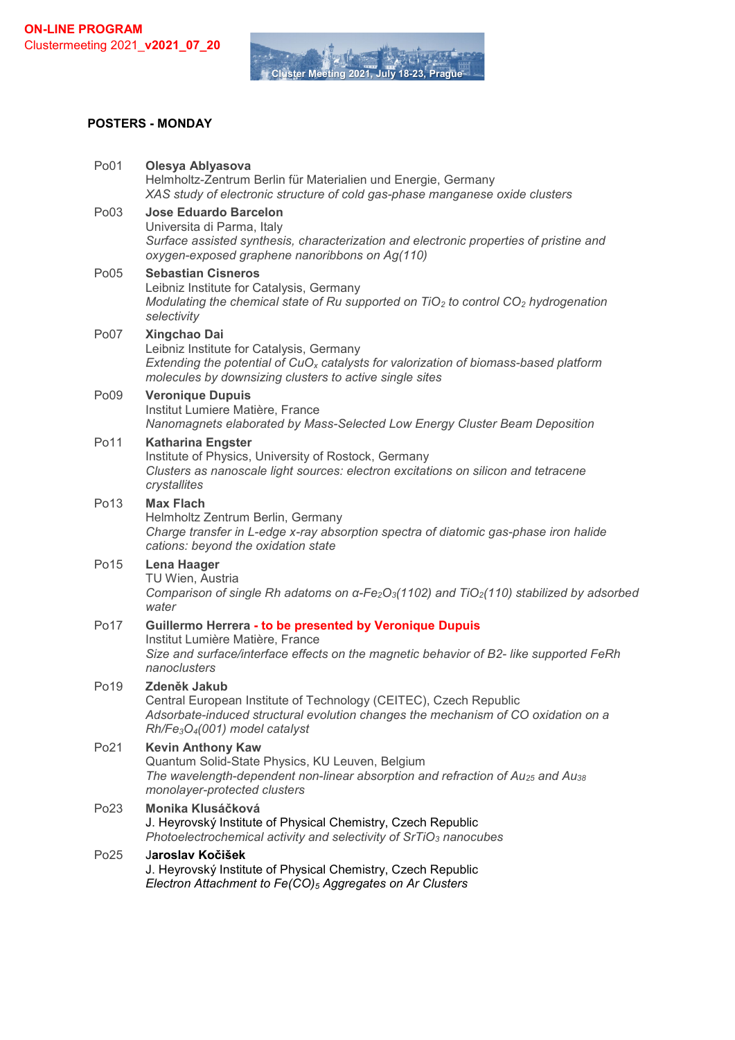**ON-LINE PROGRAM**
Clustermeeting 2021_**v2021_07_20**

Cluster Meeting 2021, July 18-23, Prague

### POSTERS - MONDAY

Po01 **Olesya Ablyasova**
Helmholtz-Zentrum Berlin für Materialien und Energie, Germany
*XAS study of electronic structure of cold gas-phase manganese oxide clusters*

Po03 **Jose Eduardo Barcelon**
Universita di Parma, Italy
*Surface assisted synthesis, characterization and electronic properties of pristine and oxygen-exposed graphene nanoribbons on Ag(110)*

Po05 **Sebastian Cisneros**
Leibniz Institute for Catalysis, Germany
*Modulating the chemical state of Ru supported on $TiO_2$ to control $CO_2$ hydrogenation selectivity*

Po07 **Xingchao Dai**
Leibniz Institute for Catalysis, Germany
*Extending the potential of $CuO_x$ catalysts for valorization of biomass-based platform molecules by downsizing clusters to active single sites*

Po09 **Veronique Dupuis**
Institut Lumiere Matière, France
*Nanomagnets elaborated by Mass-Selected Low Energy Cluster Beam Deposition*

Po11 **Katharina Engster**
Institute of Physics, University of Rostock, Germany
*Clusters as nanoscale light sources: electron excitations on silicon and tetracene crystallites*

Po13 **Max Flach**
Helmholtz Zentrum Berlin, Germany
*Charge transfer in L-edge x-ray absorption spectra of diatomic gas-phase iron halide cations: beyond the oxidation state*

Po15 **Lena Haager**
TU Wien, Austria
*Comparison of single Rh adatoms on α-$Fe_2O_3$(1102) and $TiO_2$(110) stabilized by adsorbed water*

Po17 **Guillermo Herrera - to be presented by Veronique Dupuis**
Institut Lumière Matière, France
*Size and surface/interface effects on the magnetic behavior of B2- like supported FeRh nanoclusters*

Po19 **Zdeněk Jakub**
Central European Institute of Technology (CEITEC), Czech Republic
*Adsorbate-induced structural evolution changes the mechanism of CO oxidation on a Rh/$Fe_3O_4$(001) model catalyst*

Po21 **Kevin Anthony Kaw**
Quantum Solid-State Physics, KU Leuven, Belgium
*The wavelength-dependent non-linear absorption and refraction of $Au_{25}$ and $Au_{38}$ monolayer-protected clusters*

Po23 **Monika Klusáčková**
J. Heyrovský Institute of Physical Chemistry, Czech Republic
*Photoelectrochemical activity and selectivity of $SrTiO_3$ nanocubes*

Po25 **Jaroslav Kočišek**
J. Heyrovský Institute of Physical Chemistry, Czech Republic
*Electron Attachment to $Fe(CO)_5$ Aggregates on Ar Clusters*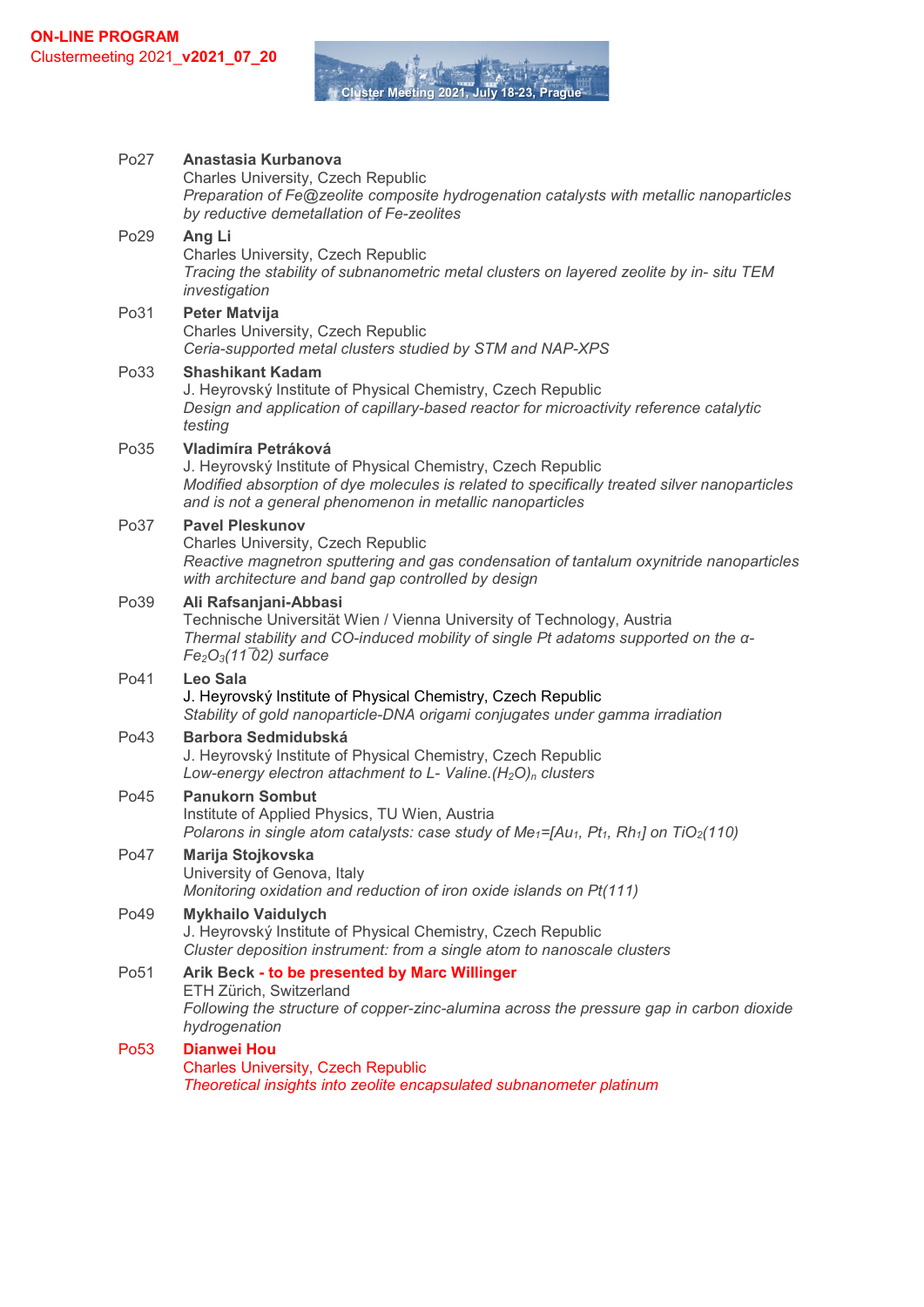Po27 **Anastasia Kurbanova**
Charles University, Czech Republic
*Preparation of Fe@zeolite composite hydrogenation catalysts with metallic nanoparticles by reductive demetallation of Fe-zeolites*

Po29 **Ang Li**
Charles University, Czech Republic
*Tracing the stability of subnanometric metal clusters on layered zeolite by in- situ TEM investigation*

Po31 **Peter Matvija**
Charles University, Czech Republic
*Ceria-supported metal clusters studied by STM and NAP-XPS*

Po33 **Shashikant Kadam**
J. Heyrovský Institute of Physical Chemistry, Czech Republic
*Design and application of capillary-based reactor for microactivity reference catalytic testing*

Po35 **Vladimíra Petráková**
J. Heyrovský Institute of Physical Chemistry, Czech Republic
*Modified absorption of dye molecules is related to specifically treated silver nanoparticles and is not a general phenomenon in metallic nanoparticles*

Po37 **Pavel Pleskunov**
Charles University, Czech Republic
*Reactive magnetron sputtering and gas condensation of tantalum oxynitride nanoparticles with architecture and band gap controlled by design*

Po39 **Ali Rafsanjani-Abbasi**
Technische Universität Wien / Vienna University of Technology, Austria
*Thermal stability and CO-induced mobility of single Pt adatoms supported on the α-$Fe_2O_3$($11\bar{1}02$) surface*

Po41 **Leo Sala**
J. Heyrovský Institute of Physical Chemistry, Czech Republic
*Stability of gold nanoparticle-DNA origami conjugates under gamma irradiation*

Po43 **Barbora Sedmidubská**
J. Heyrovský Institute of Physical Chemistry, Czech Republic
*Low-energy electron attachment to L- Valine.$(H_2O)_n$ clusters*

Po45 **Panukorn Sombut**
Institute of Applied Physics, TU Wien, Austria
*Polarons in single atom catalysts: case study of $Me_1$=[$Au_1$, $Pt_1$, $Rh_1$] on $TiO_2$(110)*

Po47 **Marija Stojkovska**
University of Genova, Italy
*Monitoring oxidation and reduction of iron oxide islands on Pt(111)*

Po49 **Mykhailo Vaidulych**
J. Heyrovský Institute of Physical Chemistry, Czech Republic
*Cluster deposition instrument: from a single atom to nanoscale clusters*

Po51 **Arik Beck - to be presented by Marc Willinger**
ETH Zürich, Switzerland
*Following the structure of copper-zinc-alumina across the pressure gap in carbon dioxide hydrogenation*

Po53 **Dianwei Hou**
Charles University, Czech Republic
*Theoretical insights into zeolite encapsulated subnanometer platinum*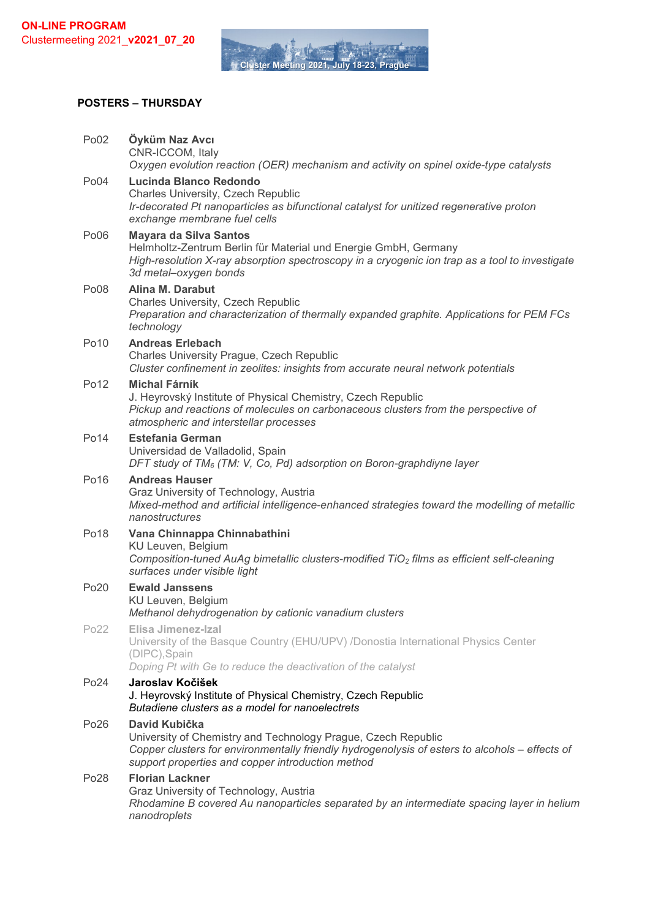**POSTERS – THURSDAY**

Po02 **Öyküm Naz Avcı**
CNR-ICCOM, Italy
*Oxygen evolution reaction (OER) mechanism and activity on spinel oxide-type catalysts*

Po04 **Lucinda Blanco Redondo**
Charles University, Czech Republic
*Ir-decorated Pt nanoparticles as bifunctional catalyst for unitized regenerative proton exchange membrane fuel cells*

Po06 **Mayara da Silva Santos**
Helmholtz-Zentrum Berlin für Material und Energie GmbH, Germany
*High-resolution X-ray absorption spectroscopy in a cryogenic ion trap as a tool to investigate 3d metal–oxygen bonds*

Po08 **Alina M. Darabut**
Charles University, Czech Republic
*Preparation and characterization of thermally expanded graphite. Applications for PEM FCs technology*

Po10 **Andreas Erlebach**
Charles University Prague, Czech Republic
*Cluster confinement in zeolites: insights from accurate neural network potentials*

Po12 **Michal Fárník**
J. Heyrovský Institute of Physical Chemistry, Czech Republic
*Pickup and reactions of molecules on carbonaceous clusters from the perspective of atmospheric and interstellar processes*

Po14 **Estefania German**
Universidad de Valladolid, Spain
*DFT study of $TM_6$ (TM: V, Co, Pd) adsorption on Boron-graphdiyne layer*

Po16 **Andreas Hauser**
Graz University of Technology, Austria
*Mixed-method and artificial intelligence-enhanced strategies toward the modelling of metallic nanostructures*

Po18 **Vana Chinnappa Chinnabathini**
KU Leuven, Belgium
*Composition-tuned AuAg bimetallic clusters-modified $TiO_2$ films as efficient self-cleaning surfaces under visible light*

Po20 **Ewald Janssens**
KU Leuven, Belgium
*Methanol dehydrogenation by cationic vanadium clusters*

Po22 **Elisa Jimenez-Izal**
University of the Basque Country (EHU/UPV) /Donostia International Physics Center (DIPC),Spain
*Doping Pt with Ge to reduce the deactivation of the catalyst*

Po24 **Jaroslav Kočišek**
J. Heyrovský Institute of Physical Chemistry, Czech Republic
*Butadiene clusters as a model for nanoelectrets*

Po26 **David Kubička**
University of Chemistry and Technology Prague, Czech Republic
*Copper clusters for environmentally friendly hydrogenolysis of esters to alcohols – effects of support properties and copper introduction method*

Po28 **Florian Lackner**
Graz University of Technology, Austria
*Rhodamine B covered Au nanoparticles separated by an intermediate spacing layer in helium nanodroplets*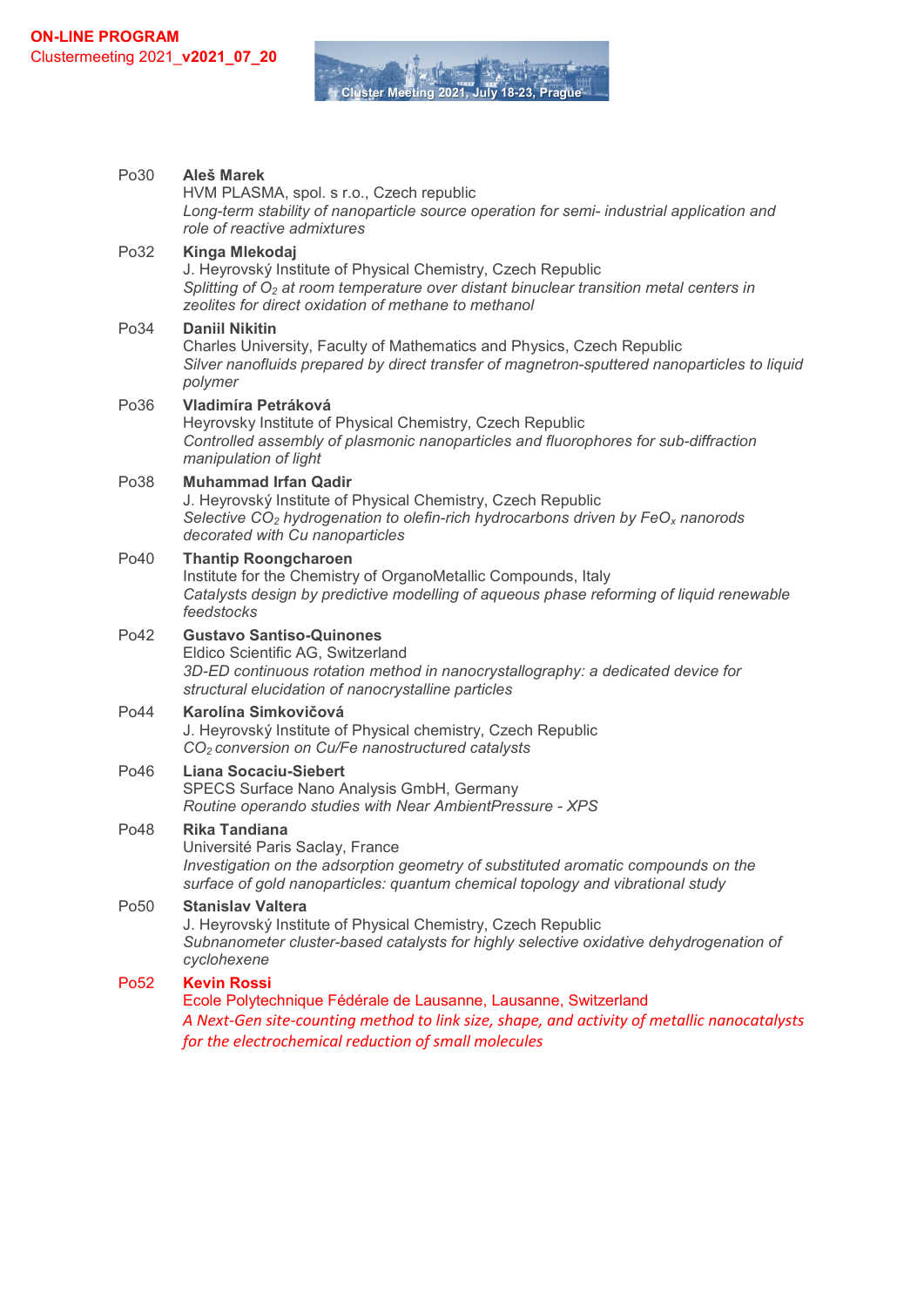Po30 **Aleš Marek**
HVM PLASMA, spol. s r.o., Czech republic
*Long-term stability of nanoparticle source operation for semi- industrial application and role of reactive admixtures*

Po32 **Kinga Mlekodaj**
J. Heyrovský Institute of Physical Chemistry, Czech Republic
*Splitting of $O_2$ at room temperature over distant binuclear transition metal centers in zeolites for direct oxidation of methane to methanol*

Po34 **Daniil Nikitin**
Charles University, Faculty of Mathematics and Physics, Czech Republic
*Silver nanofluids prepared by direct transfer of magnetron-sputtered nanoparticles to liquid polymer*

Po36 **Vladimíra Petráková**
Heyrovsky Institute of Physical Chemistry, Czech Republic
*Controlled assembly of plasmonic nanoparticles and fluorophores for sub-diffraction manipulation of light*

Po38 **Muhammad Irfan Qadir**
J. Heyrovský Institute of Physical Chemistry, Czech Republic
*Selective $CO_2$ hydrogenation to olefin-rich hydrocarbons driven by $FeO_x$ nanorods decorated with Cu nanoparticles*

Po40 **Thantip Roongcharoen**
Institute for the Chemistry of OrganoMetallic Compounds, Italy
*Catalysts design by predictive modelling of aqueous phase reforming of liquid renewable feedstocks*

Po42 **Gustavo Santiso-Quinones**
Eldico Scientific AG, Switzerland
*3D-ED continuous rotation method in nanocrystallography: a dedicated device for structural elucidation of nanocrystalline particles*

Po44 **Karolína Simkovičová**
J. Heyrovský Institute of Physical chemistry, Czech Republic
*$CO_2$ conversion on Cu/Fe nanostructured catalysts*

Po46 **Liana Socaciu-Siebert**
SPECS Surface Nano Analysis GmbH, Germany
*Routine operando studies with Near AmbientPressure - XPS*

Po48 **Rika Tandiana**
Université Paris Saclay, France
*Investigation on the adsorption geometry of substituted aromatic compounds on the surface of gold nanoparticles: quantum chemical topology and vibrational study*

Po50 **Stanislav Valtera**
J. Heyrovský Institute of Physical Chemistry, Czech Republic
*Subnanometer cluster-based catalysts for highly selective oxidative dehydrogenation of cyclohexene*

Po52 **Kevin Rossi**
Ecole Polytechnique Fédérale de Lausanne, Lausanne, Switzerland
*A Next-Gen site-counting method to link size, shape, and activity of metallic nanocatalysts for the electrochemical reduction of small molecules*